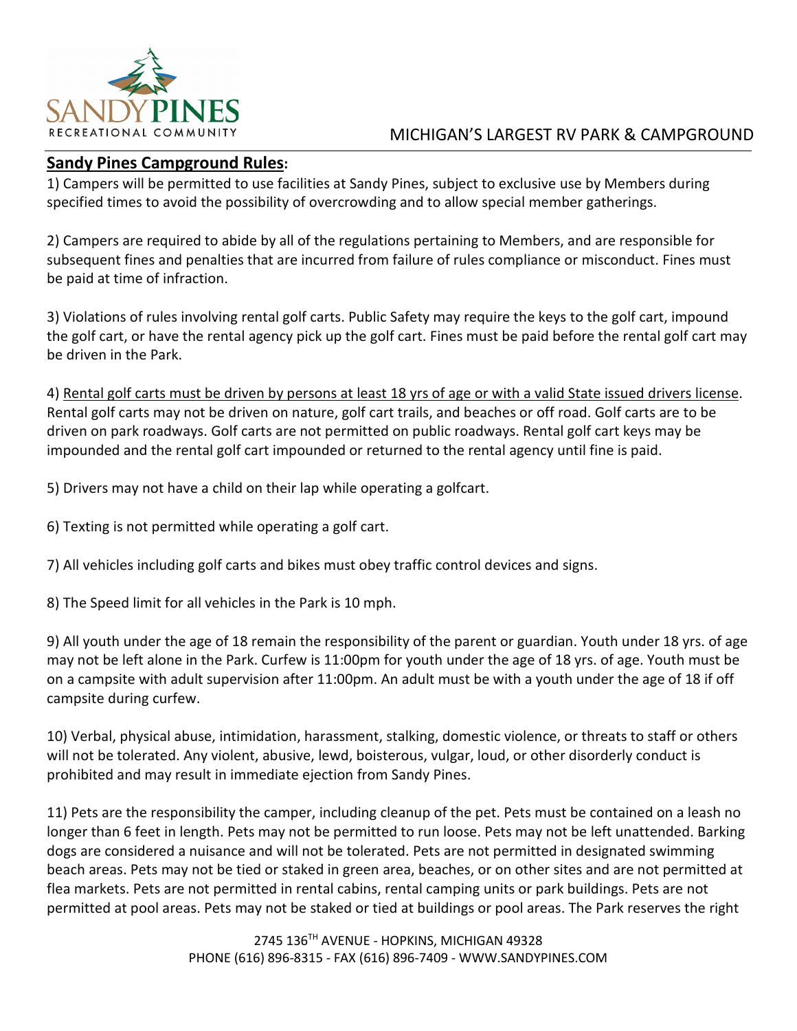SANDY PINES RECREATIONAL COMMUNITY

MICHIGAN'S LARGEST RV PARK & CAMPGROUND

## Sandy Pines Campground Rules:

1) Campers will be permitted to use facilities at Sandy Pines, subject to exclusive use by Members during specified times to avoid the possibility of overcrowding and to allow special member gatherings.

2) Campers are required to abide by all of the regulations pertaining to Members, and are responsible for subsequent fines and penalties that are incurred from failure of rules compliance or misconduct. Fines must be paid at time of infraction.

3) Violations of rules involving rental golf carts. Public Safety may require the keys to the golf cart, impound the golf cart, or have the rental agency pick up the golf cart. Fines must be paid before the rental golf cart may be driven in the Park.

4) <u>Rental golf carts must be driven by persons at least 18 yrs of age or with a valid State issued drivers license</u>. Rental golf carts may not be driven on nature, golf cart trails, and beaches or off road. Golf carts are to be driven on park roadways. Golf carts are not permitted on public roadways. Rental golf cart keys may be impounded and the rental golf cart impounded or returned to the rental agency until fine is paid.

5) Drivers may not have a child on their lap while operating a golfcart.

6) Texting is not permitted while operating a golf cart.

7) All vehicles including golf carts and bikes must obey traffic control devices and signs.

8) The Speed limit for all vehicles in the Park is 10 mph.

9) All youth under the age of 18 remain the responsibility of the parent or guardian. Youth under 18 yrs. of age may not be left alone in the Park. Curfew is 11:00pm for youth under the age of 18 yrs. of age. Youth must be on a campsite with adult supervision after 11:00pm. An adult must be with a youth under the age of 18 if off campsite during curfew.

10) Verbal, physical abuse, intimidation, harassment, stalking, domestic violence, or threats to staff or others will not be tolerated. Any violent, abusive, lewd, boisterous, vulgar, loud, or other disorderly conduct is prohibited and may result in immediate ejection from Sandy Pines.

11) Pets are the responsibility the camper, including cleanup of the pet. Pets must be contained on a leash no longer than 6 feet in length. Pets may not be permitted to run loose. Pets may not be left unattended. Barking dogs are considered a nuisance and will not be tolerated. Pets are not permitted in designated swimming beach areas. Pets may not be tied or staked in green area, beaches, or on other sites and are not permitted at flea markets. Pets are not permitted in rental cabins, rental camping units or park buildings. Pets are not permitted at pool areas. Pets may not be staked or tied at buildings or pool areas. The Park reserves the right

2745 136TH AVENUE - HOPKINS, MICHIGAN 49328
PHONE (616) 896-8315 - FAX (616) 896-7409 - WWW.SANDYPINES.COM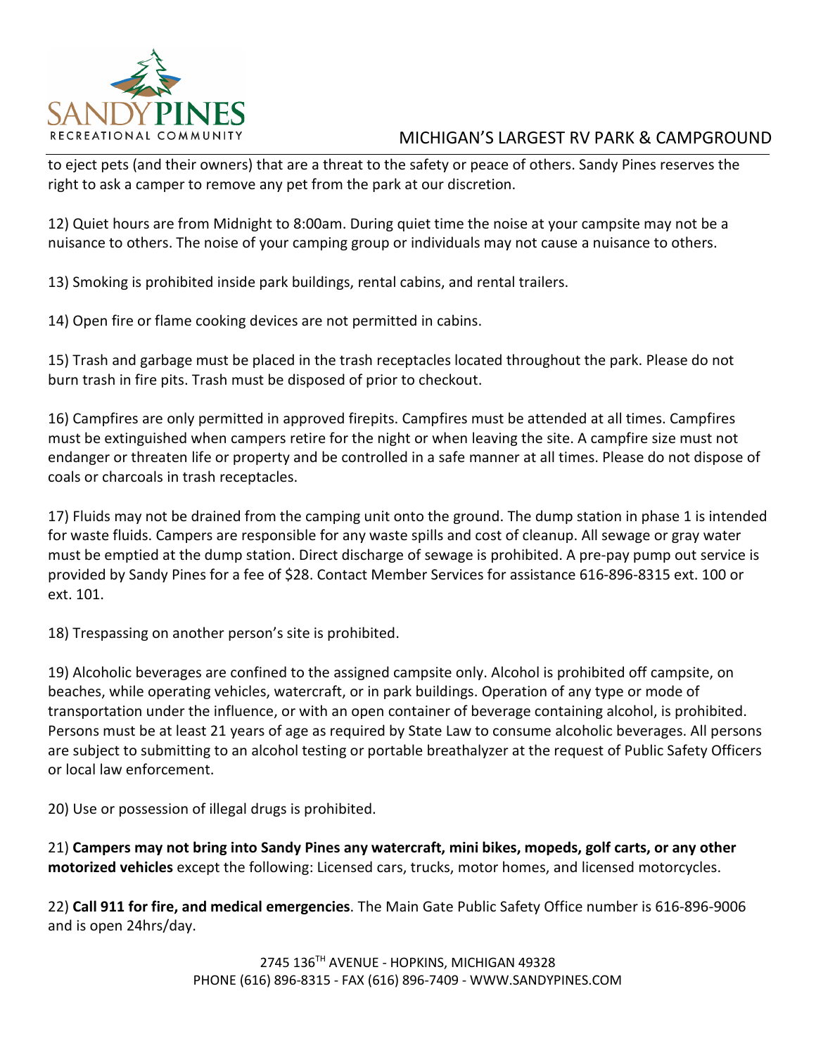to eject pets (and their owners) that are a threat to the safety or peace of others. Sandy Pines reserves the right to ask a camper to remove any pet from the park at our discretion.

12) Quiet hours are from Midnight to 8:00am. During quiet time the noise at your campsite may not be a nuisance to others. The noise of your camping group or individuals may not cause a nuisance to others.

13) Smoking is prohibited inside park buildings, rental cabins, and rental trailers.

14) Open fire or flame cooking devices are not permitted in cabins.

15) Trash and garbage must be placed in the trash receptacles located throughout the park. Please do not burn trash in fire pits. Trash must be disposed of prior to checkout.

16) Campfires are only permitted in approved firepits. Campfires must be attended at all times. Campfires must be extinguished when campers retire for the night or when leaving the site. A campfire size must not endanger or threaten life or property and be controlled in a safe manner at all times. Please do not dispose of coals or charcoals in trash receptacles.

17) Fluids may not be drained from the camping unit onto the ground. The dump station in phase 1 is intended for waste fluids. Campers are responsible for any waste spills and cost of cleanup. All sewage or gray water must be emptied at the dump station. Direct discharge of sewage is prohibited. A pre-pay pump out service is provided by Sandy Pines for a fee of $28. Contact Member Services for assistance 616-896-8315 ext. 100 or ext. 101.

18) Trespassing on another person's site is prohibited.

19) Alcoholic beverages are confined to the assigned campsite only. Alcohol is prohibited off campsite, on beaches, while operating vehicles, watercraft, or in park buildings. Operation of any type or mode of transportation under the influence, or with an open container of beverage containing alcohol, is prohibited. Persons must be at least 21 years of age as required by State Law to consume alcoholic beverages. All persons are subject to submitting to an alcohol testing or portable breathalyzer at the request of Public Safety Officers or local law enforcement.

20) Use or possession of illegal drugs is prohibited.

21) **Campers may not bring into Sandy Pines any watercraft, mini bikes, mopeds, golf carts, or any other motorized vehicles** except the following: Licensed cars, trucks, motor homes, and licensed motorcycles.

22) **Call 911 for fire, and medical emergencies**. The Main Gate Public Safety Office number is 616-896-9006 and is open 24hrs/day.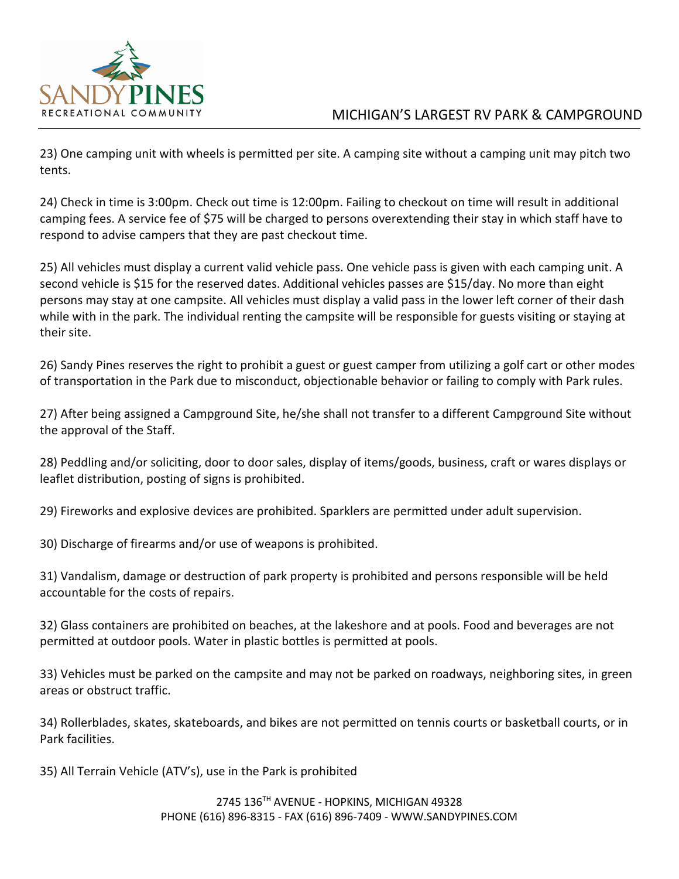23) One camping unit with wheels is permitted per site. A camping site without a camping unit may pitch two tents.

24) Check in time is 3:00pm. Check out time is 12:00pm. Failing to checkout on time will result in additional camping fees. A service fee of $75 will be charged to persons overextending their stay in which staff have to respond to advise campers that they are past checkout time.

25) All vehicles must display a current valid vehicle pass. One vehicle pass is given with each camping unit. A second vehicle is $15 for the reserved dates. Additional vehicles passes are $15/day. No more than eight persons may stay at one campsite. All vehicles must display a valid pass in the lower left corner of their dash while with in the park. The individual renting the campsite will be responsible for guests visiting or staying at their site.

26) Sandy Pines reserves the right to prohibit a guest or guest camper from utilizing a golf cart or other modes of transportation in the Park due to misconduct, objectionable behavior or failing to comply with Park rules.

27) After being assigned a Campground Site, he/she shall not transfer to a different Campground Site without the approval of the Staff.

28) Peddling and/or soliciting, door to door sales, display of items/goods, business, craft or wares displays or leaflet distribution, posting of signs is prohibited.

29) Fireworks and explosive devices are prohibited. Sparklers are permitted under adult supervision.

30) Discharge of firearms and/or use of weapons is prohibited.

31) Vandalism, damage or destruction of park property is prohibited and persons responsible will be held accountable for the costs of repairs.

32) Glass containers are prohibited on beaches, at the lakeshore and at pools. Food and beverages are not permitted at outdoor pools. Water in plastic bottles is permitted at pools.

33) Vehicles must be parked on the campsite and may not be parked on roadways, neighboring sites, in green areas or obstruct traffic.

34) Rollerblades, skates, skateboards, and bikes are not permitted on tennis courts or basketball courts, or in Park facilities.

35) All Terrain Vehicle (ATV's), use in the Park is prohibited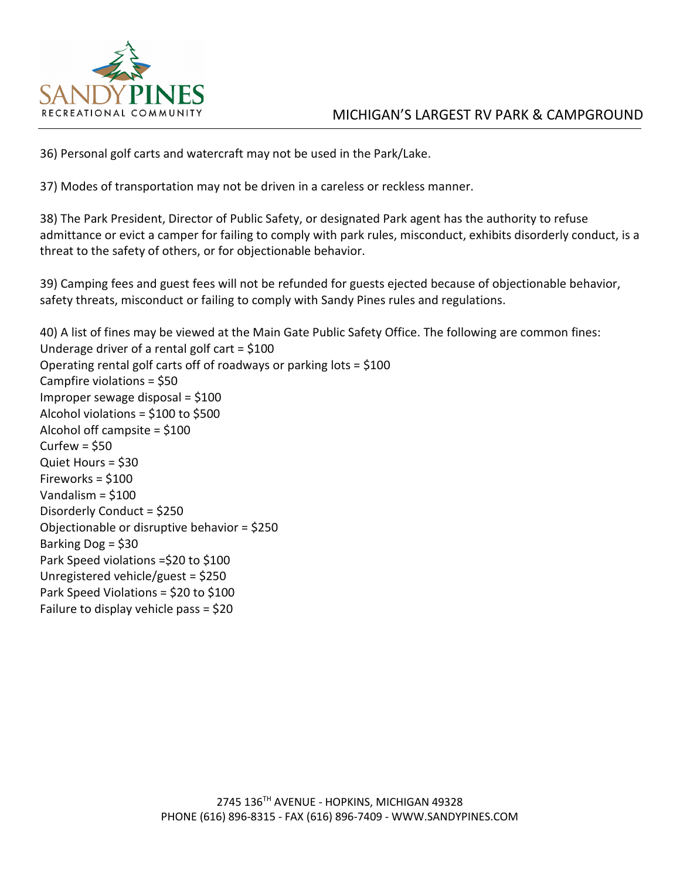36) Personal golf carts and watercraft may not be used in the Park/Lake.

37) Modes of transportation may not be driven in a careless or reckless manner.

38) The Park President, Director of Public Safety, or designated Park agent has the authority to refuse admittance or evict a camper for failing to comply with park rules, misconduct, exhibits disorderly conduct, is a threat to the safety of others, or for objectionable behavior.

39) Camping fees and guest fees will not be refunded for guests ejected because of objectionable behavior, safety threats, misconduct or failing to comply with Sandy Pines rules and regulations.

40) A list of fines may be viewed at the Main Gate Public Safety Office. The following are common fines:
Underage driver of a rental golf cart = $100
Operating rental golf carts off of roadways or parking lots = $100
Campfire violations = $50
Improper sewage disposal = $100
Alcohol violations = $100 to $500
Alcohol off campsite = $100
Curfew = $50
Quiet Hours = $30
Fireworks = $100
Vandalism = $100
Disorderly Conduct = $250
Objectionable or disruptive behavior = $250
Barking Dog = $30
Park Speed violations =$20 to $100
Unregistered vehicle/guest = $250
Park Speed Violations = $20 to $100
Failure to display vehicle pass = $20